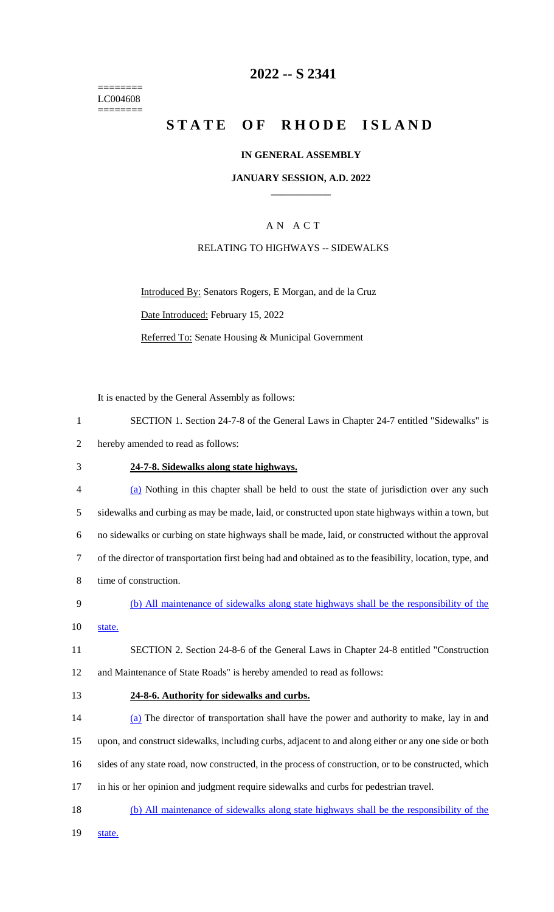========
LC004608
========

# 2022 -- S 2341

# STATE OF RHODE ISLAND

**IN GENERAL ASSEMBLY**

**JANUARY SESSION, A.D. 2022**

____________

A N A C T

RELATING TO HIGHWAYS -- SIDEWALKS

Introduced By: Senators Rogers, E Morgan, and de la Cruz

Date Introduced: February 15, 2022

Referred To: Senate Housing & Municipal Government

It is enacted by the General Assembly as follows:

1 SECTION 1. Section 24-7-8 of the General Laws in Chapter 24-7 entitled "Sidewalks" is
2 hereby amended to read as follows:

3 **24-7-8. Sidewalks along state highways.**

4 (a) Nothing in this chapter shall be held to oust the state of jurisdiction over any such
5 sidewalks and curbing as may be made, laid, or constructed upon state highways within a town, but
6 no sidewalks or curbing on state highways shall be made, laid, or constructed without the approval
7 of the director of transportation first being had and obtained as to the feasibility, location, type, and
8 time of construction.

9 (b) All maintenance of sidewalks along state highways shall be the responsibility of the
10 state.

11 SECTION 2. Section 24-8-6 of the General Laws in Chapter 24-8 entitled "Construction
12 and Maintenance of State Roads" is hereby amended to read as follows:

13 **24-8-6. Authority for sidewalks and curbs.**

14 (a) The director of transportation shall have the power and authority to make, lay in and
15 upon, and construct sidewalks, including curbs, adjacent to and along either or any one side or both
16 sides of any state road, now constructed, in the process of construction, or to be constructed, which
17 in his or her opinion and judgment require sidewalks and curbs for pedestrian travel.

18 (b) All maintenance of sidewalks along state highways shall be the responsibility of the
19 state.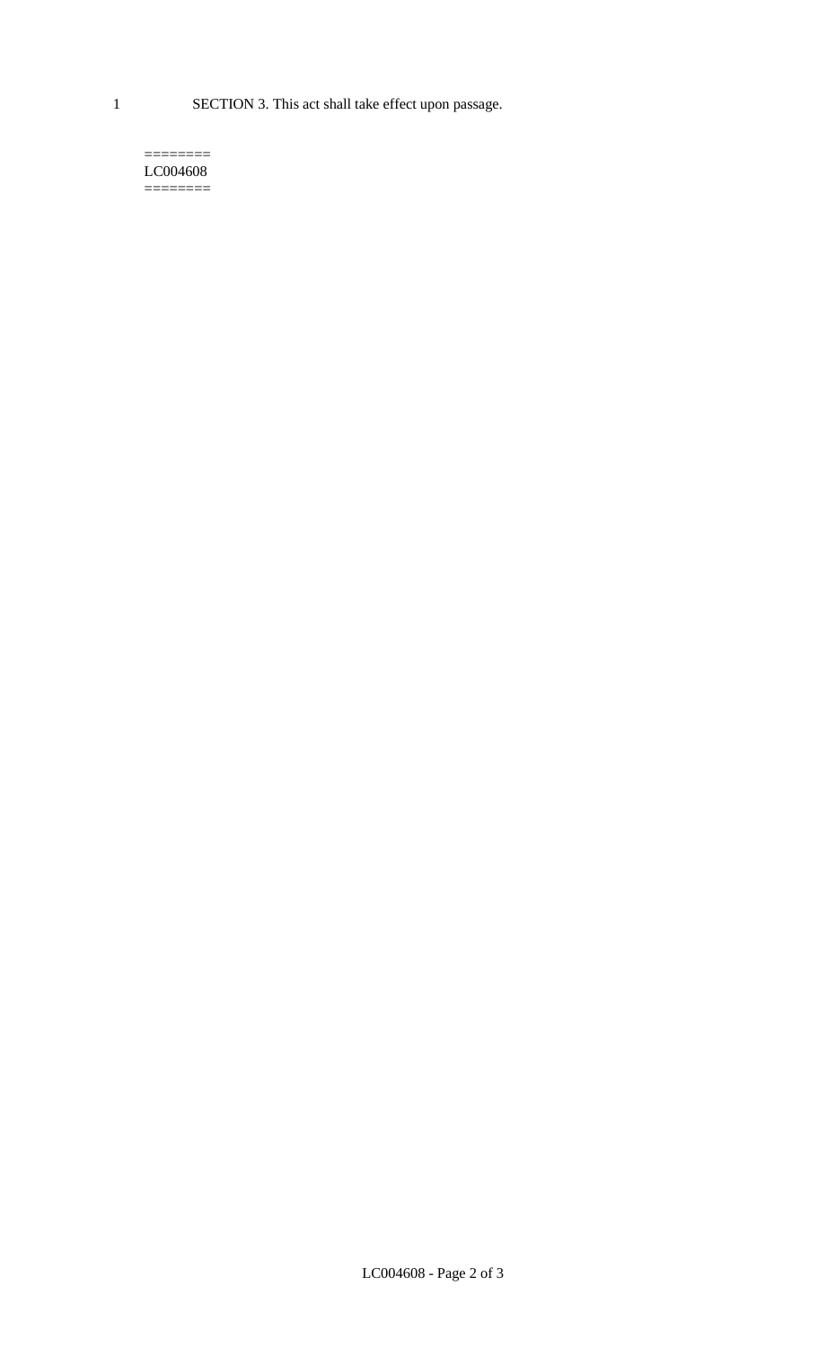SECTION 3. This act shall take effect upon passage.

========
LC004608
========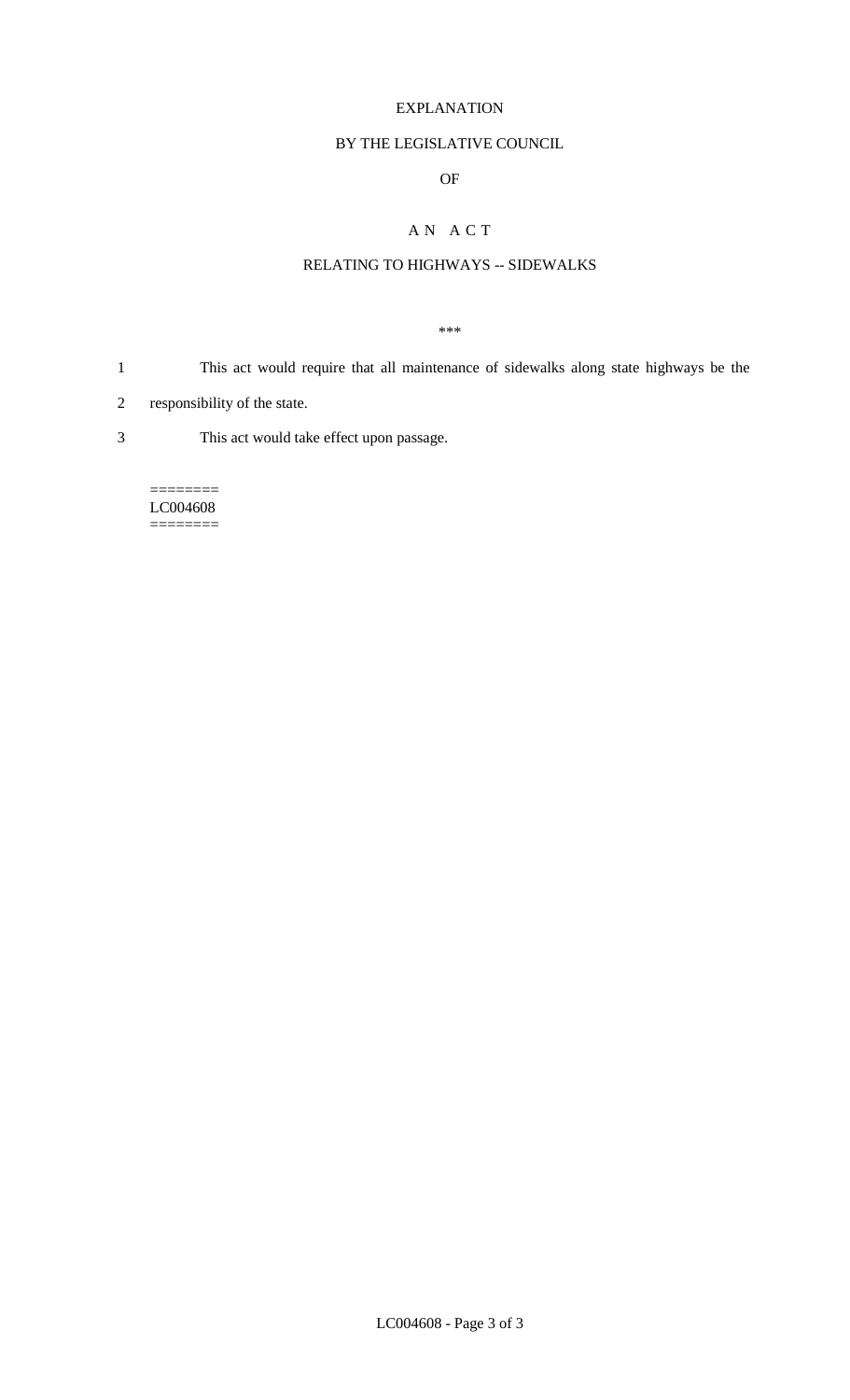EXPLANATION

BY THE LEGISLATIVE COUNCIL

OF

A N A C T

RELATING TO HIGHWAYS -- SIDEWALKS

\*\*\*

1 This act would require that all maintenance of sidewalks along state highways be the

2 responsibility of the state.

3 This act would take effect upon passage.

========
LC004608
========